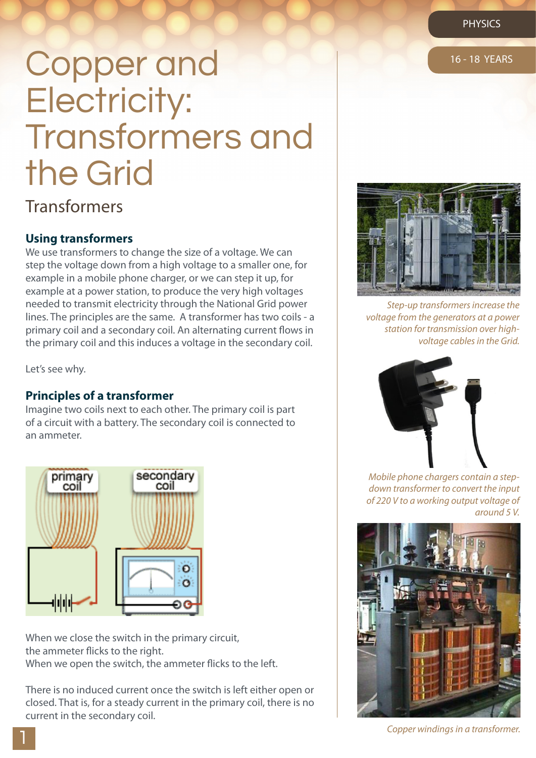# Copper and Electricity: Transformers and the Grid

## Transformers

### Using transformers

We use transformers to change the size of a voltage. We can step the voltage down from a high voltage to a smaller one, for example in a mobile phone charger, or we can step it up, for example at a power station, to produce the very high voltages needed to transmit electricity through the National Grid power lines. The principles are the same. A transformer has two coils - a primary coil and a secondary coil. An alternating current flows in the primary coil and this induces a voltage in the secondary coil.

Let's see why.

### Principles of a transformer

Imagine two coils next to each other. The primary coil is part of a circuit with a battery. The secondary coil is connected to an ammeter.

When we close the switch in the primary circuit, the ammeter flicks to the right. When we open the switch, the ammeter flicks to the left.

There is no induced current once the switch is left either open or closed. That is, for a steady current in the primary coil, there is no current in the secondary coil.

*Step-up transformers increase the voltage from the generators at a power station for transmission over high-voltage cables in the Grid.*

*Mobile phone chargers contain a step-down transformer to convert the input of 220 V to a working output voltage of around 5 V.*

*Copper windings in a transformer.*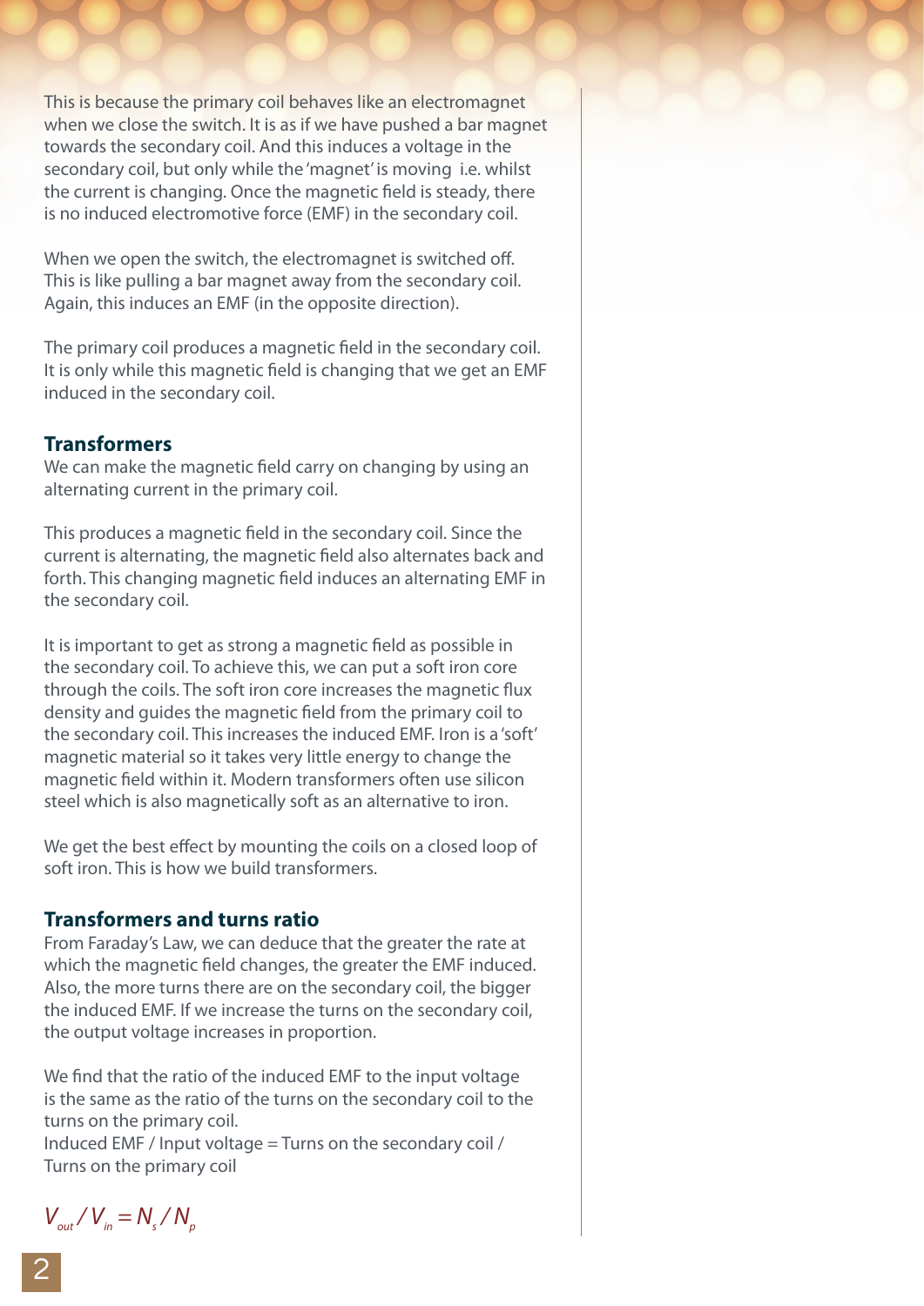This is because the primary coil behaves like an electromagnet when we close the switch. It is as if we have pushed a bar magnet towards the secondary coil. And this induces a voltage in the secondary coil, but only while the 'magnet' is moving i.e. whilst the current is changing. Once the magnetic field is steady, there is no induced electromotive force (EMF) in the secondary coil.

When we open the switch, the electromagnet is switched off. This is like pulling a bar magnet away from the secondary coil. Again, this induces an EMF (in the opposite direction).

The primary coil produces a magnetic field in the secondary coil. It is only while this magnetic field is changing that we get an EMF induced in the secondary coil.

### Transformers

We can make the magnetic field carry on changing by using an alternating current in the primary coil.

This produces a magnetic field in the secondary coil. Since the current is alternating, the magnetic field also alternates back and forth. This changing magnetic field induces an alternating EMF in the secondary coil.

It is important to get as strong a magnetic field as possible in the secondary coil. To achieve this, we can put a soft iron core through the coils. The soft iron core increases the magnetic flux density and guides the magnetic field from the primary coil to the secondary coil. This increases the induced EMF. Iron is a 'soft' magnetic material so it takes very little energy to change the magnetic field within it. Modern transformers often use silicon steel which is also magnetically soft as an alternative to iron.

We get the best effect by mounting the coils on a closed loop of soft iron. This is how we build transformers.

### Transformers and turns ratio

From Faraday's Law, we can deduce that the greater the rate at which the magnetic field changes, the greater the EMF induced. Also, the more turns there are on the secondary coil, the bigger the induced EMF. If we increase the turns on the secondary coil, the output voltage increases in proportion.

We find that the ratio of the induced EMF to the input voltage is the same as the ratio of the turns on the secondary coil to the turns on the primary coil.
Induced EMF / Input voltage = Turns on the secondary coil / Turns on the primary coil

$$V_{out} / V_{in} = N_s / N_p$$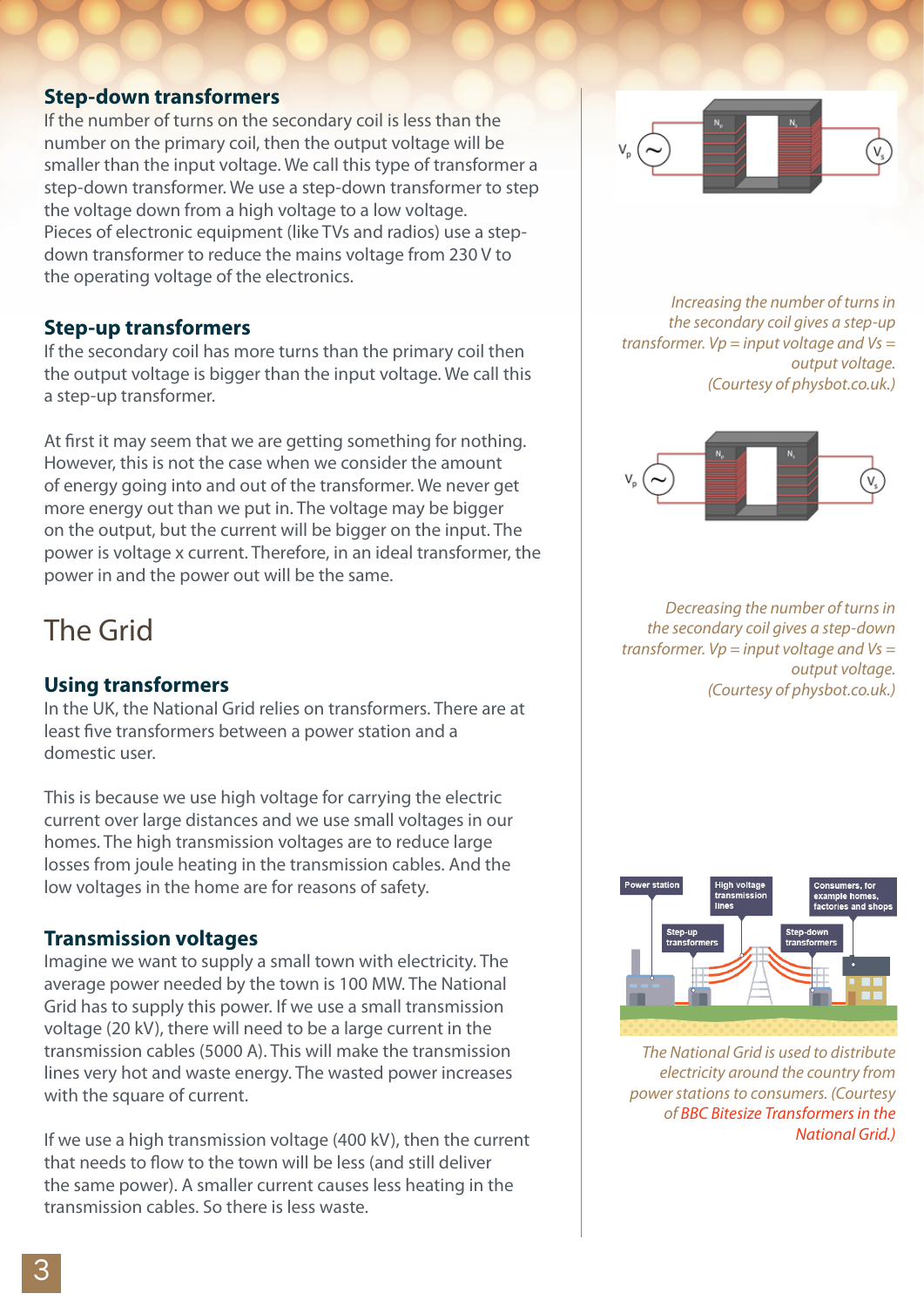### Step-down transformers

If the number of turns on the secondary coil is less than the number on the primary coil, then the output voltage will be smaller than the input voltage. We call this type of transformer a step-down transformer. We use a step-down transformer to step the voltage down from a high voltage to a low voltage. Pieces of electronic equipment (like TVs and radios) use a step-down transformer to reduce the mains voltage from 230 V to the operating voltage of the electronics.

### Step-up transformers

If the secondary coil has more turns than the primary coil then the output voltage is bigger than the input voltage. We call this a step-up transformer.

At first it may seem that we are getting something for nothing. However, this is not the case when we consider the amount of energy going into and out of the transformer. We never get more energy out than we put in. The voltage may be bigger on the output, but the current will be bigger on the input. The power is voltage x current. Therefore, in an ideal transformer, the power in and the power out will be the same.

*Increasing the number of turns in the secondary coil gives a step-up transformer. Vp = input voltage and Vs = output voltage. (Courtesy of physbot.co.uk.)*

*Decreasing the number of turns in the secondary coil gives a step-down transformer. Vp = input voltage and Vs = output voltage. (Courtesy of physbot.co.uk.)*

## The Grid

### Using transformers

In the UK, the National Grid relies on transformers. There are at least five transformers between a power station and a domestic user.

This is because we use high voltage for carrying the electric current over large distances and we use small voltages in our homes. The high transmission voltages are to reduce large losses from joule heating in the transmission cables. And the low voltages in the home are for reasons of safety.

### Transmission voltages

Imagine we want to supply a small town with electricity. The average power needed by the town is 100 MW. The National Grid has to supply this power. If we use a small transmission voltage (20 kV), there will need to be a large current in the transmission cables (5000 A). This will make the transmission lines very hot and waste energy. The wasted power increases with the square of current.

If we use a high transmission voltage (400 kV), then the current that needs to flow to the town will be less (and still deliver the same power). A smaller current causes less heating in the transmission cables. So there is less waste.

*The National Grid is used to distribute electricity around the country from power stations to consumers. (Courtesy of BBC Bitesize Transformers in the National Grid.)*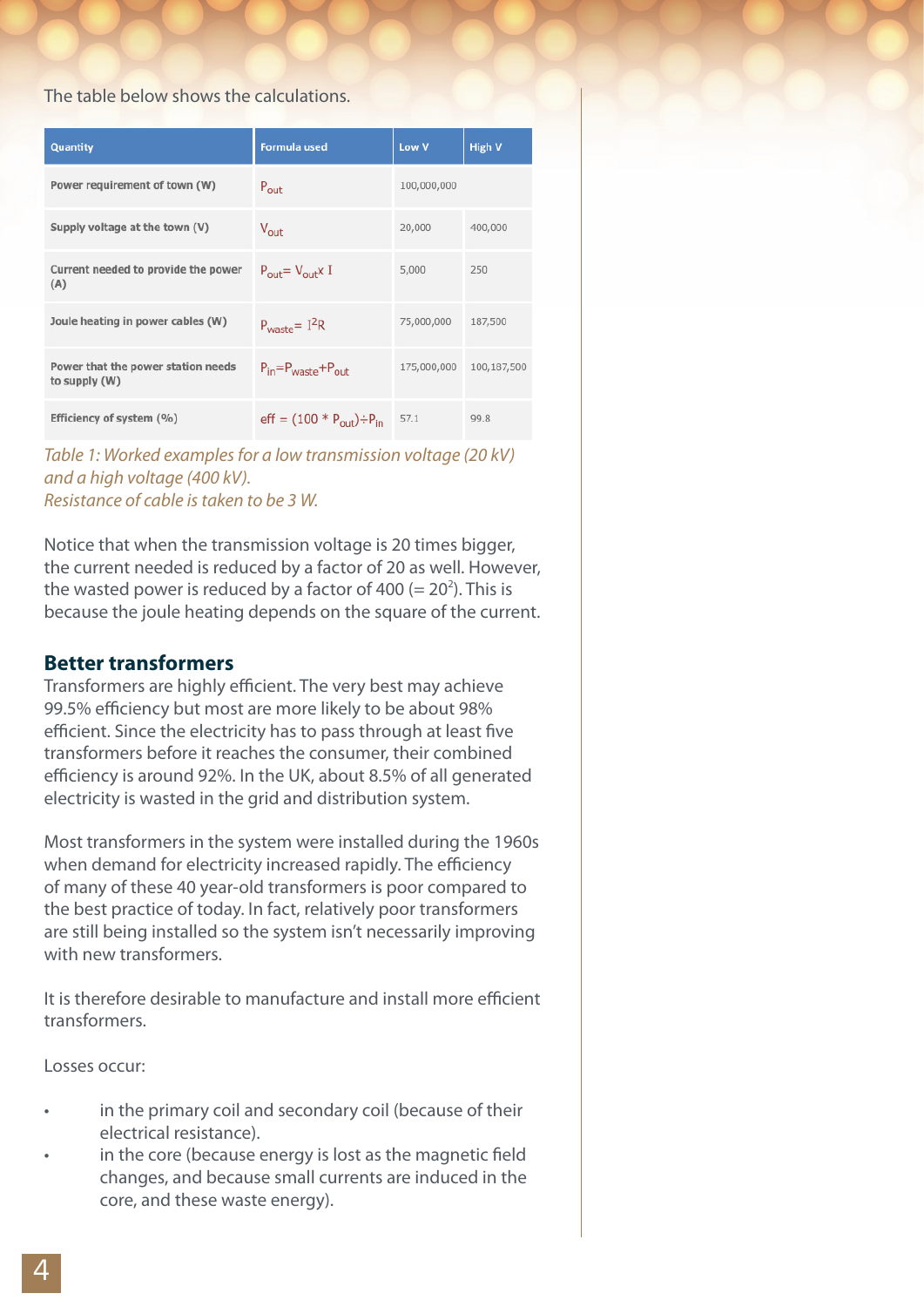The table below shows the calculations.

| Quantity | Formula used | Low V | High V |
| --- | --- | --- | --- |
| Power requirement of town (W) | $P_{out}$ | 100,000,000 | |
| Supply voltage at the town (V) | $V_{out}$ | 20,000 | 400,000 |
| Current needed to provide the power (A) | $P_{out} = V_{out} \times I$ | 5,000 | 250 |
| Joule heating in power cables (W) | $P_{waste} = I^2R$ | 75,000,000 | 187,500 |
| Power that the power station needs to supply (W) | $P_{in} = P_{waste} + P_{out}$ | 175,000,000 | 100,187,500 |
| Efficiency of system (%) | $eff = (100 * P_{out}) \div P_{in}$ | 57.1 | 99.8 |

*Table 1: Worked examples for a low transmission voltage (20 kV) and a high voltage (400 kV).*
*Resistance of cable is taken to be 3 W.*

Notice that when the transmission voltage is 20 times bigger, the current needed is reduced by a factor of 20 as well. However, the wasted power is reduced by a factor of 400 (= $20^2$). This is because the joule heating depends on the square of the current.

## Better transformers

Transformers are highly efficient. The very best may achieve 99.5% efficiency but most are more likely to be about 98% efficient. Since the electricity has to pass through at least five transformers before it reaches the consumer, their combined efficiency is around 92%. In the UK, about 8.5% of all generated electricity is wasted in the grid and distribution system.

Most transformers in the system were installed during the 1960s when demand for electricity increased rapidly. The efficiency of many of these 40 year-old transformers is poor compared to the best practice of today. In fact, relatively poor transformers are still being installed so the system isn't necessarily improving with new transformers.

It is therefore desirable to manufacture and install more efficient transformers.

Losses occur:

- in the primary coil and secondary coil (because of their electrical resistance).
- in the core (because energy is lost as the magnetic field changes, and because small currents are induced in the core, and these waste energy).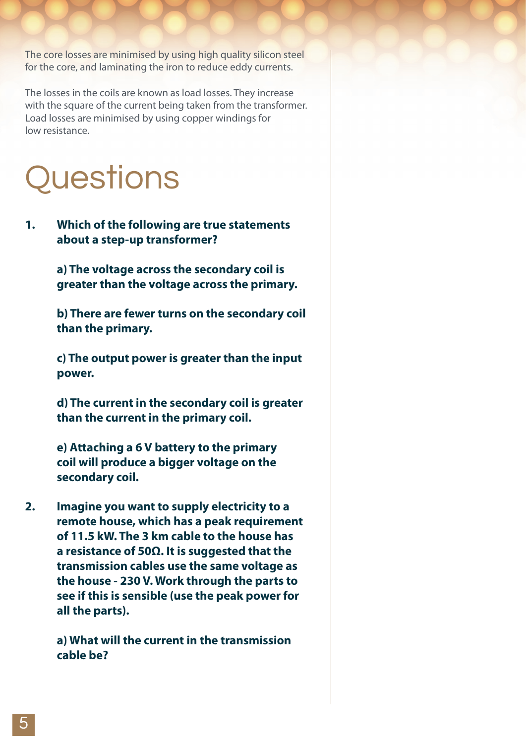The core losses are minimised by using high quality silicon steel for the core, and laminating the iron to reduce eddy currents.

The losses in the coils are known as load losses. They increase with the square of the current being taken from the transformer. Load losses are minimised by using copper windings for low resistance.

# Questions

**1. Which of the following are true statements about a step-up transformer?**

**a) The voltage across the secondary coil is greater than the voltage across the primary.**

**b) There are fewer turns on the secondary coil than the primary.**

**c) The output power is greater than the input power.**

**d) The current in the secondary coil is greater than the current in the primary coil.**

**e) Attaching a 6 V battery to the primary coil will produce a bigger voltage on the secondary coil.**

**2. Imagine you want to supply electricity to a remote house, which has a peak requirement of 11.5 kW. The 3 km cable to the house has a resistance of 50Ω. It is suggested that the transmission cables use the same voltage as the house - 230 V. Work through the parts to see if this is sensible (use the peak power for all the parts).**

**a) What will the current in the transmission cable be?**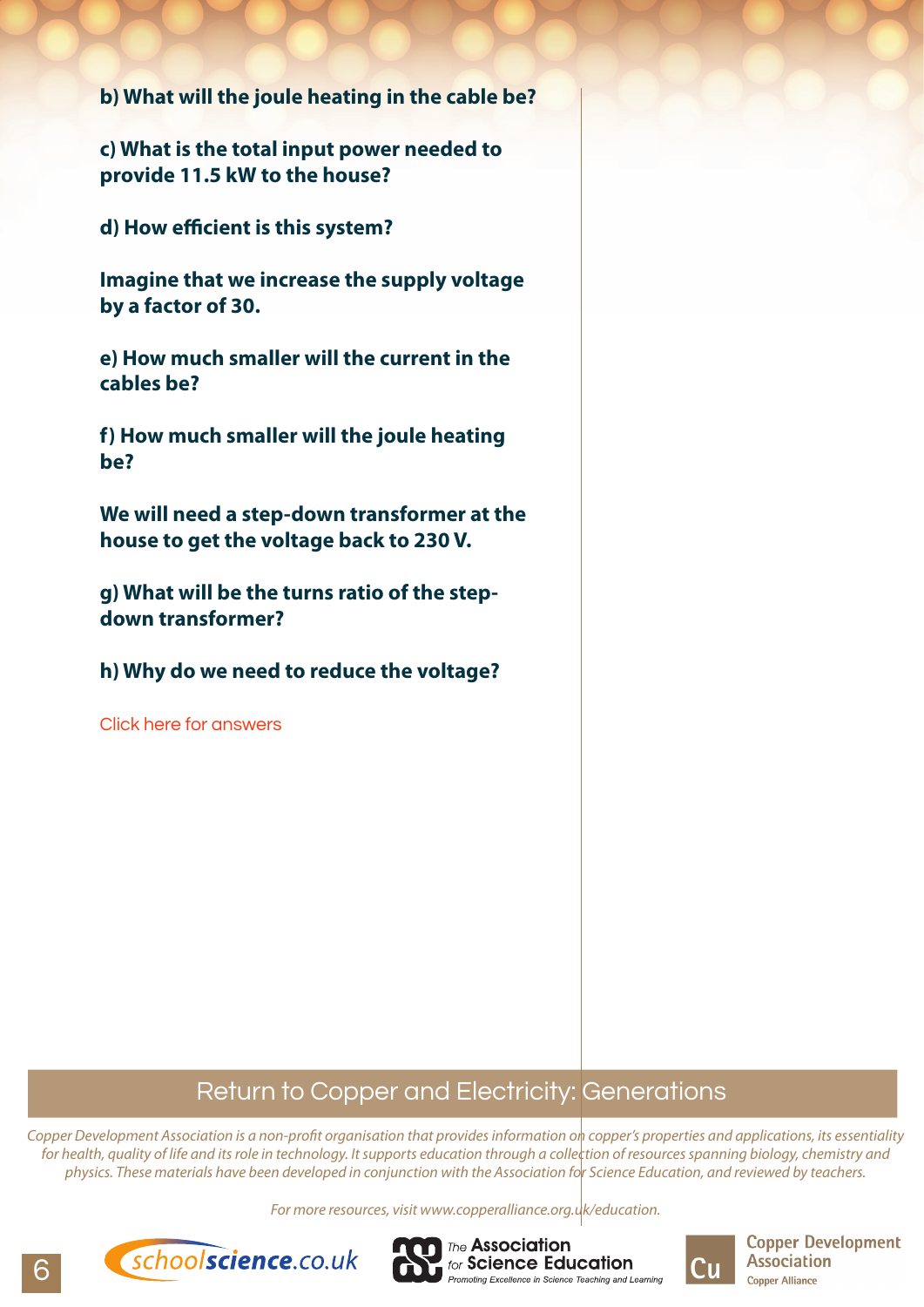**b) What will the joule heating in the cable be?**

**c) What is the total input power needed to provide 11.5 kW to the house?**

**d) How efficient is this system?**

**Imagine that we increase the supply voltage by a factor of 30.**

**e) How much smaller will the current in the cables be?**

**f) How much smaller will the joule heating be?**

**We will need a step-down transformer at the house to get the voltage back to 230 V.**

**g) What will be the turns ratio of the step-down transformer?**

**h) Why do we need to reduce the voltage?**

Click here for answers

Return to Copper and Electricity: Generations

*Copper Development Association is a non-profit organisation that provides information on copper's properties and applications, its essentiality for health, quality of life and its role in technology. It supports education through a collection of resources spanning biology, chemistry and physics. These materials have been developed in conjunction with the Association for Science Education, and reviewed by teachers.*

*For more resources, visit www.copperalliance.org.uk/education.*

schoolscience.co.uk

The Association for Science Education — Promoting Excellence in Science Teaching and Learning

Copper Development Association — Copper Alliance